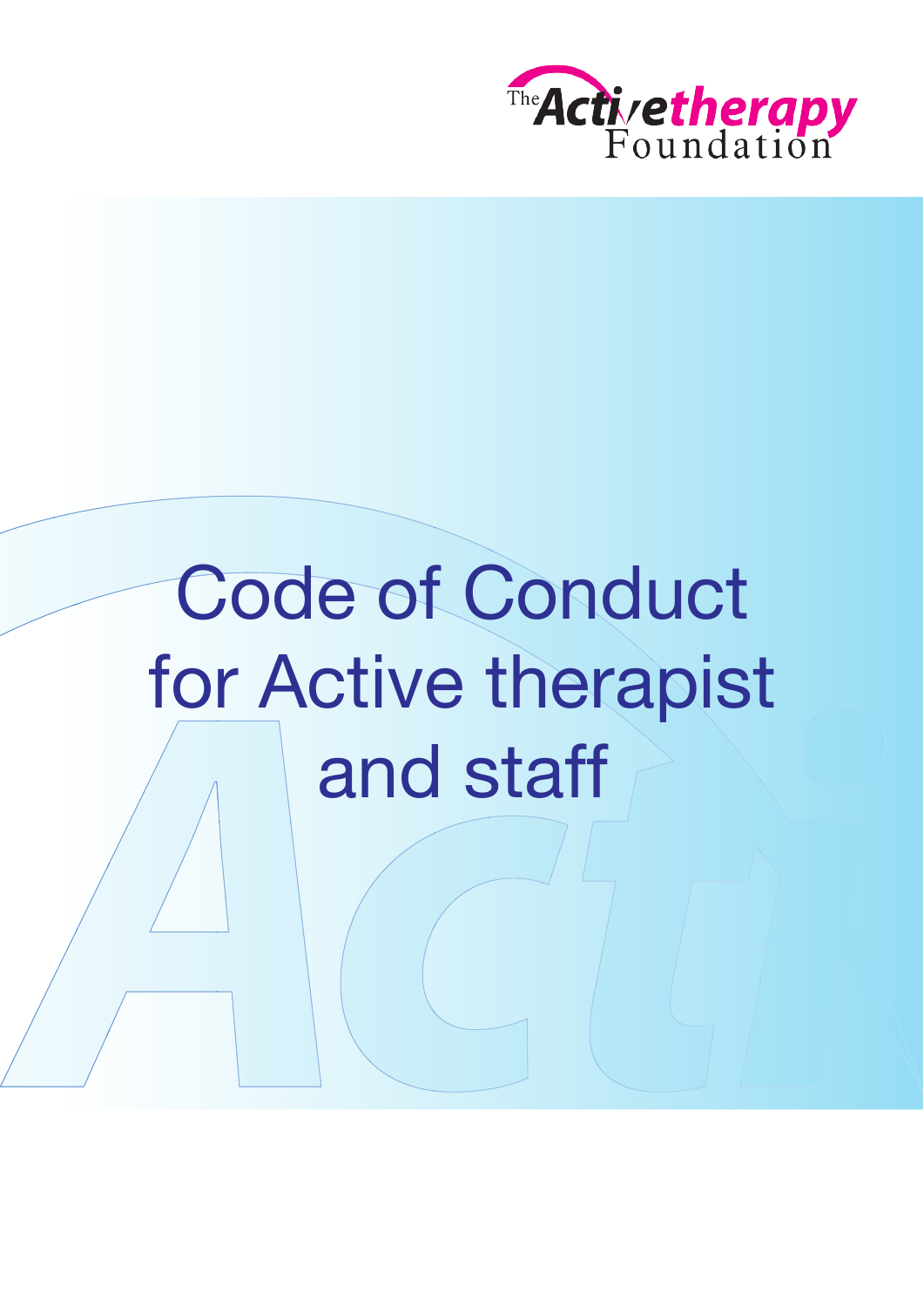The Activetherapy Foundation

# Code of Conduct for Active therapist and staff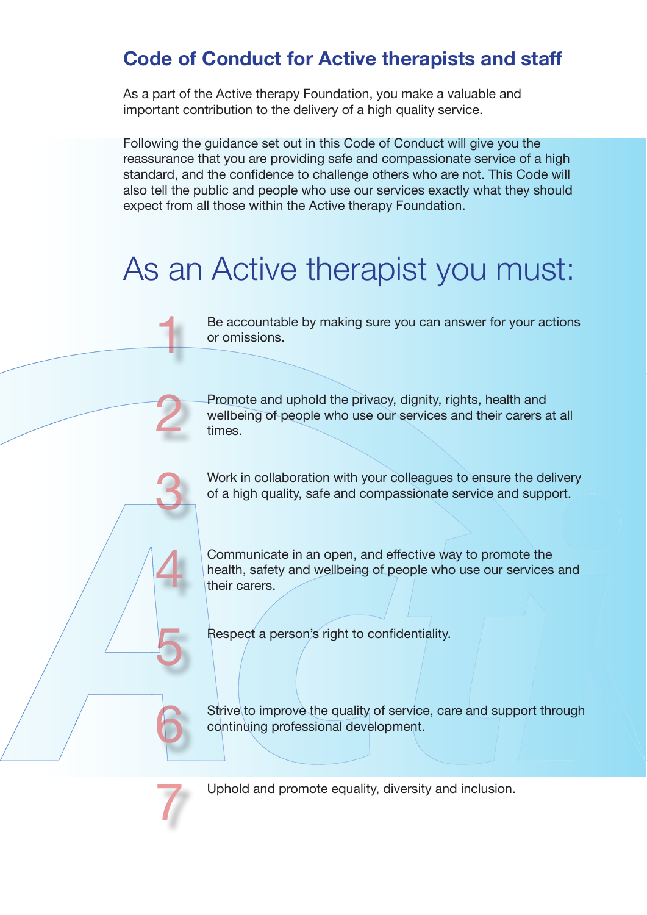## Code of Conduct for Active therapists and staff

As a part of the Active therapy Foundation, you make a valuable and important contribution to the delivery of a high quality service.

Following the guidance set out in this Code of Conduct will give you the reassurance that you are providing safe and compassionate service of a high standard, and the confidence to challenge others who are not. This Code will also tell the public and people who use our services exactly what they should expect from all those within the Active therapy Foundation.

# As an Active therapist you must:

1. Be accountable by making sure you can answer for your actions or omissions.
2. Promote and uphold the privacy, dignity, rights, health and wellbeing of people who use our services and their carers at all times.
3. Work in collaboration with your colleagues to ensure the delivery of a high quality, safe and compassionate service and support.
4. Communicate in an open, and effective way to promote the health, safety and wellbeing of people who use our services and their carers.
5. Respect a person's right to confidentiality.
6. Strive to improve the quality of service, care and support through continuing professional development.
7. Uphold and promote equality, diversity and inclusion.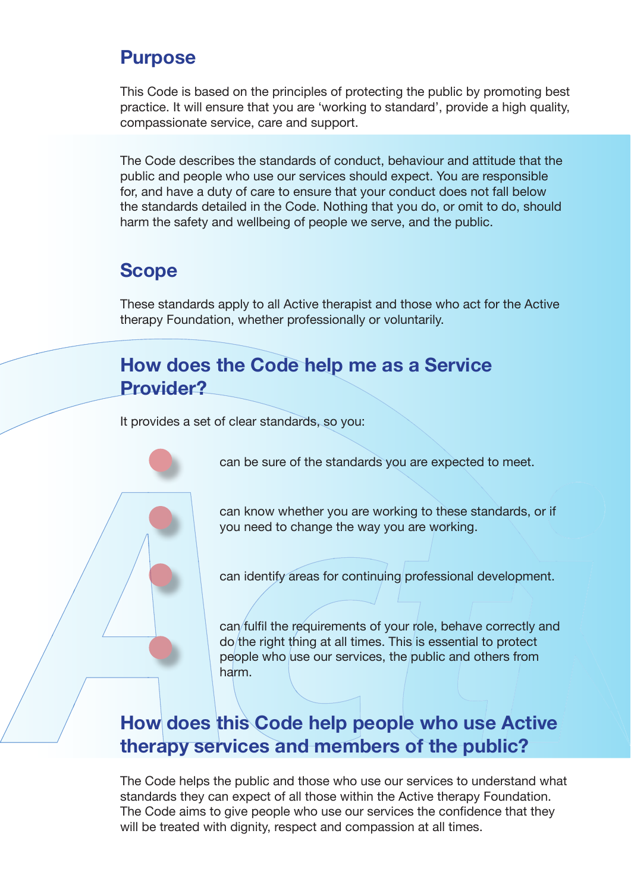## Purpose

This Code is based on the principles of protecting the public by promoting best practice. It will ensure that you are 'working to standard', provide a high quality, compassionate service, care and support.

The Code describes the standards of conduct, behaviour and attitude that the public and people who use our services should expect. You are responsible for, and have a duty of care to ensure that your conduct does not fall below the standards detailed in the Code. Nothing that you do, or omit to do, should harm the safety and wellbeing of people we serve, and the public.

## Scope

These standards apply to all Active therapist and those who act for the Active therapy Foundation, whether professionally or voluntarily.

## How does the Code help me as a Service Provider?

It provides a set of clear standards, so you:

- can be sure of the standards you are expected to meet.
- can know whether you are working to these standards, or if you need to change the way you are working.
- can identify areas for continuing professional development.
- can fulfil the requirements of your role, behave correctly and do the right thing at all times. This is essential to protect people who use our services, the public and others from harm.

## How does this Code help people who use Active therapy services and members of the public?

The Code helps the public and those who use our services to understand what standards they can expect of all those within the Active therapy Foundation. The Code aims to give people who use our services the confidence that they will be treated with dignity, respect and compassion at all times.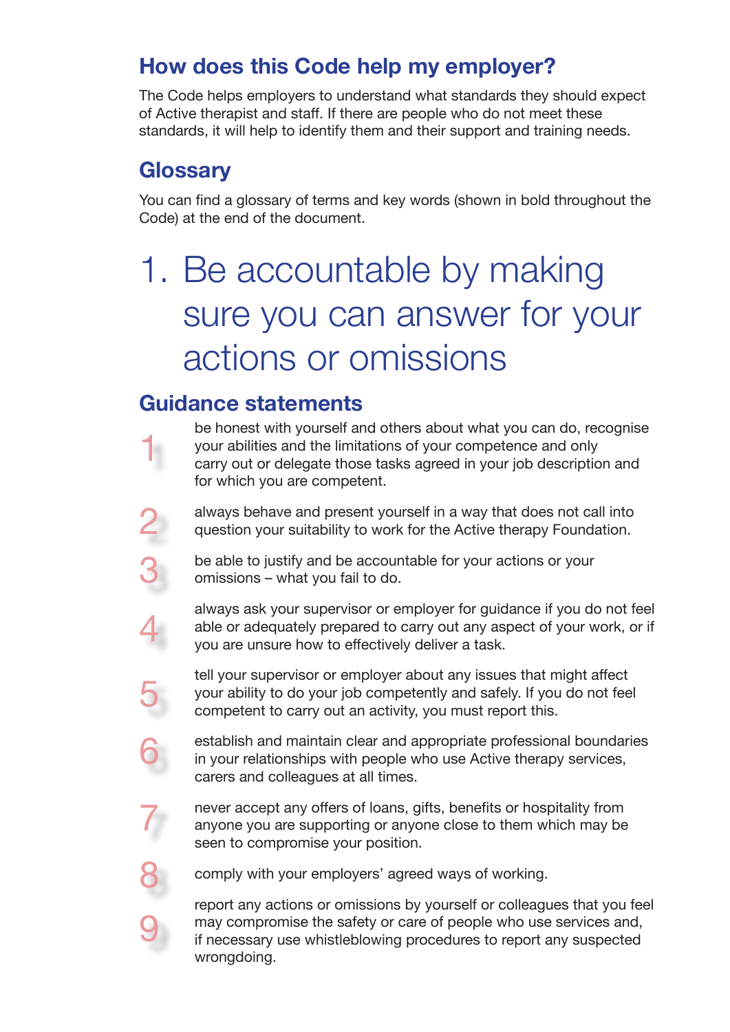## How does this Code help my employer?

The Code helps employers to understand what standards they should expect of Active therapist and staff. If there are people who do not meet these standards, it will help to identify them and their support and training needs.

## Glossary

You can find a glossary of terms and key words (shown in bold throughout the Code) at the end of the document.

# 1. Be accountable by making sure you can answer for your actions or omissions

## Guidance statements

1. be honest with yourself and others about what you can do, recognise your abilities and the limitations of your competence and only carry out or delegate those tasks agreed in your job description and for which you are competent.
2. always behave and present yourself in a way that does not call into question your suitability to work for the Active therapy Foundation.
3. be able to justify and be accountable for your actions or your omissions – what you fail to do.
4. always ask your supervisor or employer for guidance if you do not feel able or adequately prepared to carry out any aspect of your work, or if you are unsure how to effectively deliver a task.
5. tell your supervisor or employer about any issues that might affect your ability to do your job competently and safely. If you do not feel competent to carry out an activity, you must report this.
6. establish and maintain clear and appropriate professional boundaries in your relationships with people who use Active therapy services, carers and colleagues at all times.
7. never accept any offers of loans, gifts, benefits or hospitality from anyone you are supporting or anyone close to them which may be seen to compromise your position.
8. comply with your employers' agreed ways of working.
9. report any actions or omissions by yourself or colleagues that you feel may compromise the safety or care of people who use services and, if necessary use whistleblowing procedures to report any suspected wrongdoing.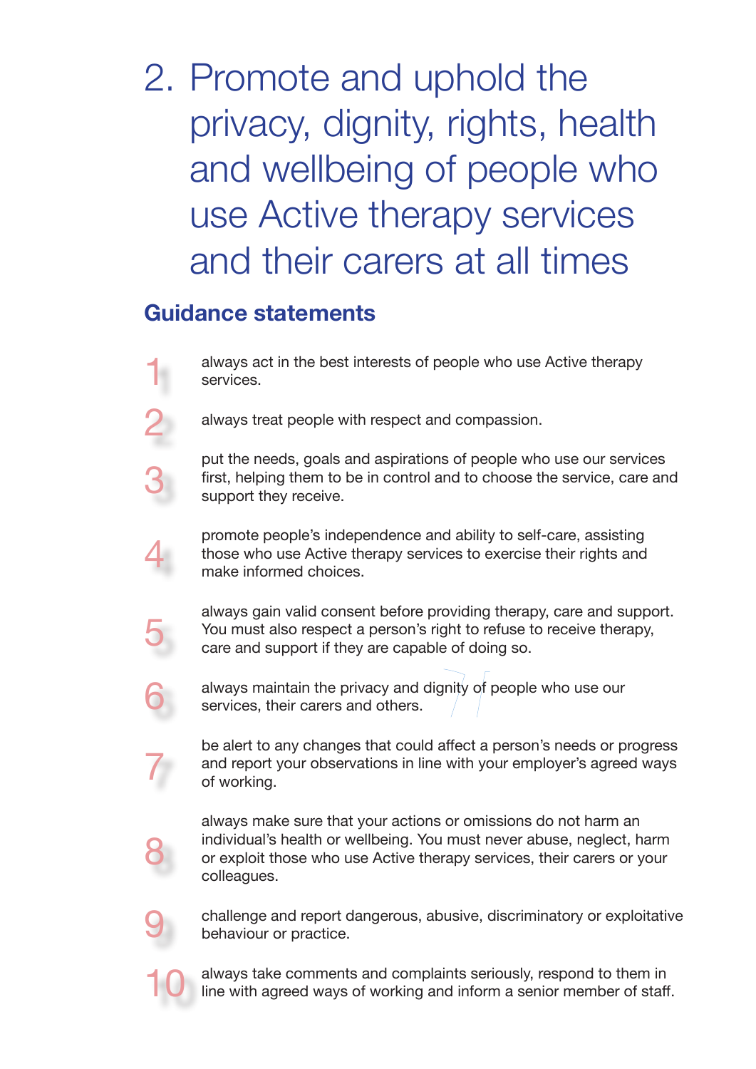# 2. Promote and uphold the privacy, dignity, rights, health and wellbeing of people who use Active therapy services and their carers at all times

## Guidance statements

1. always act in the best interests of people who use Active therapy services.
2. always treat people with respect and compassion.
3. put the needs, goals and aspirations of people who use our services first, helping them to be in control and to choose the service, care and support they receive.
4. promote people's independence and ability to self-care, assisting those who use Active therapy services to exercise their rights and make informed choices.
5. always gain valid consent before providing therapy, care and support. You must also respect a person's right to refuse to receive therapy, care and support if they are capable of doing so.
6. always maintain the privacy and dignity of people who use our services, their carers and others.
7. be alert to any changes that could affect a person's needs or progress and report your observations in line with your employer's agreed ways of working.
8. always make sure that your actions or omissions do not harm an individual's health or wellbeing. You must never abuse, neglect, harm or exploit those who use Active therapy services, their carers or your colleagues.
9. challenge and report dangerous, abusive, discriminatory or exploitative behaviour or practice.
10. always take comments and complaints seriously, respond to them in line with agreed ways of working and inform a senior member of staff.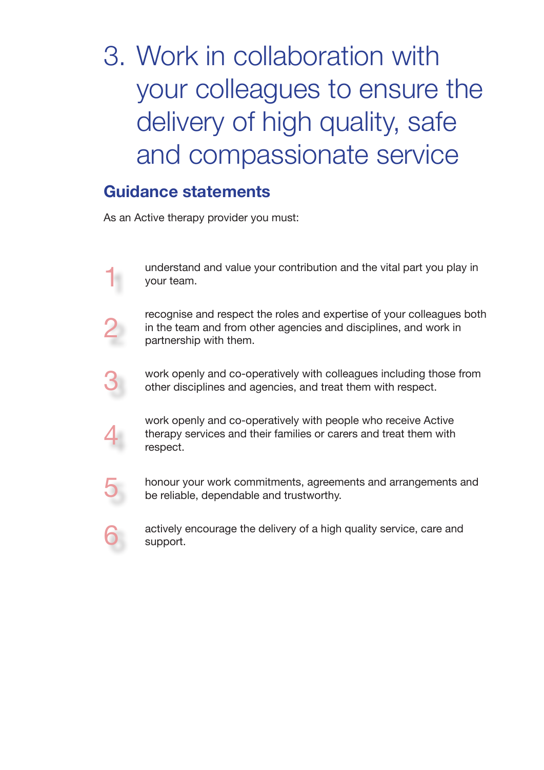# 3. Work in collaboration with your colleagues to ensure the delivery of high quality, safe and compassionate service

## Guidance statements

As an Active therapy provider you must:

1. understand and value your contribution and the vital part you play in your team.
2. recognise and respect the roles and expertise of your colleagues both in the team and from other agencies and disciplines, and work in partnership with them.
3. work openly and co-operatively with colleagues including those from other disciplines and agencies, and treat them with respect.
4. work openly and co-operatively with people who receive Active therapy services and their families or carers and treat them with respect.
5. honour your work commitments, agreements and arrangements and be reliable, dependable and trustworthy.
6. actively encourage the delivery of a high quality service, care and support.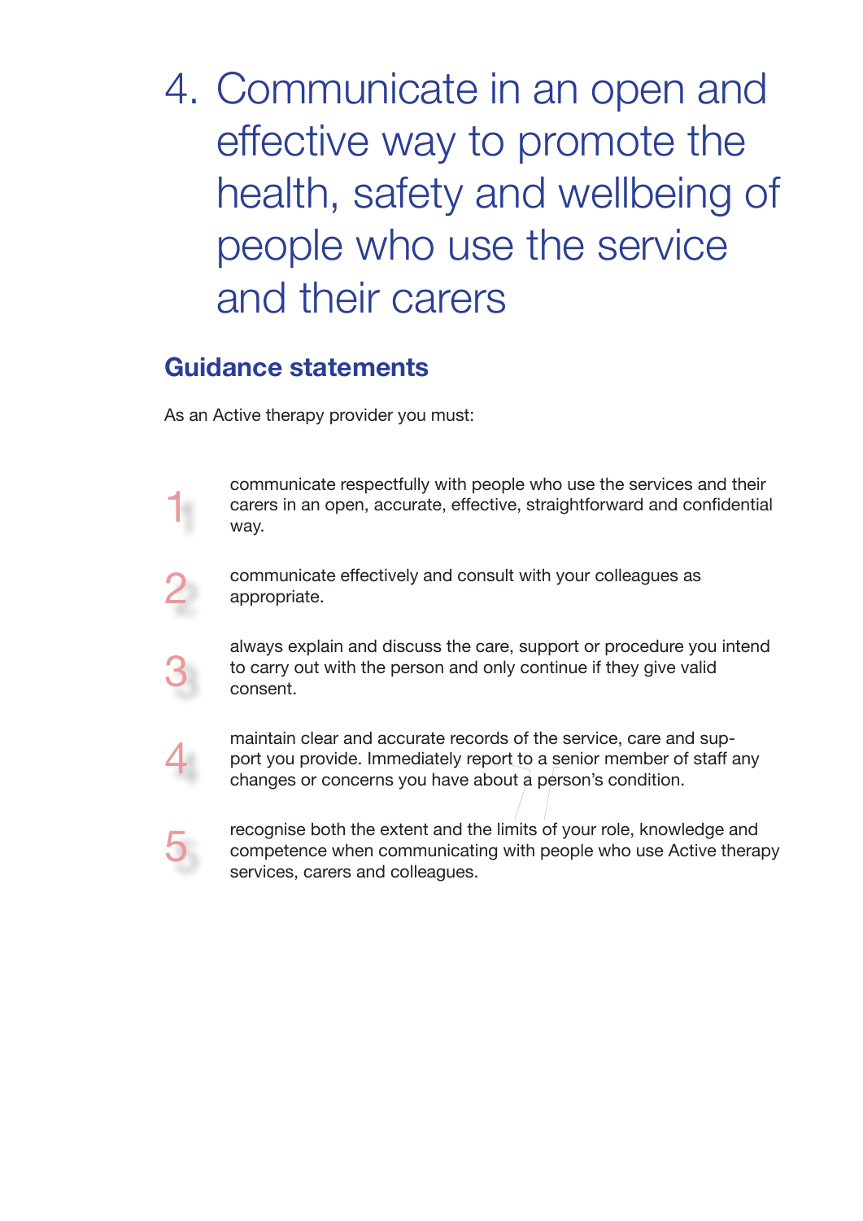# 4. Communicate in an open and effective way to promote the health, safety and wellbeing of people who use the service and their carers

## Guidance statements

As an Active therapy provider you must:

1. communicate respectfully with people who use the services and their carers in an open, accurate, effective, straightforward and confidential way.
2. communicate effectively and consult with your colleagues as appropriate.
3. always explain and discuss the care, support or procedure you intend to carry out with the person and only continue if they give valid consent.
4. maintain clear and accurate records of the service, care and support you provide. Immediately report to a senior member of staff any changes or concerns you have about a person's condition.
5. recognise both the extent and the limits of your role, knowledge and competence when communicating with people who use Active therapy services, carers and colleagues.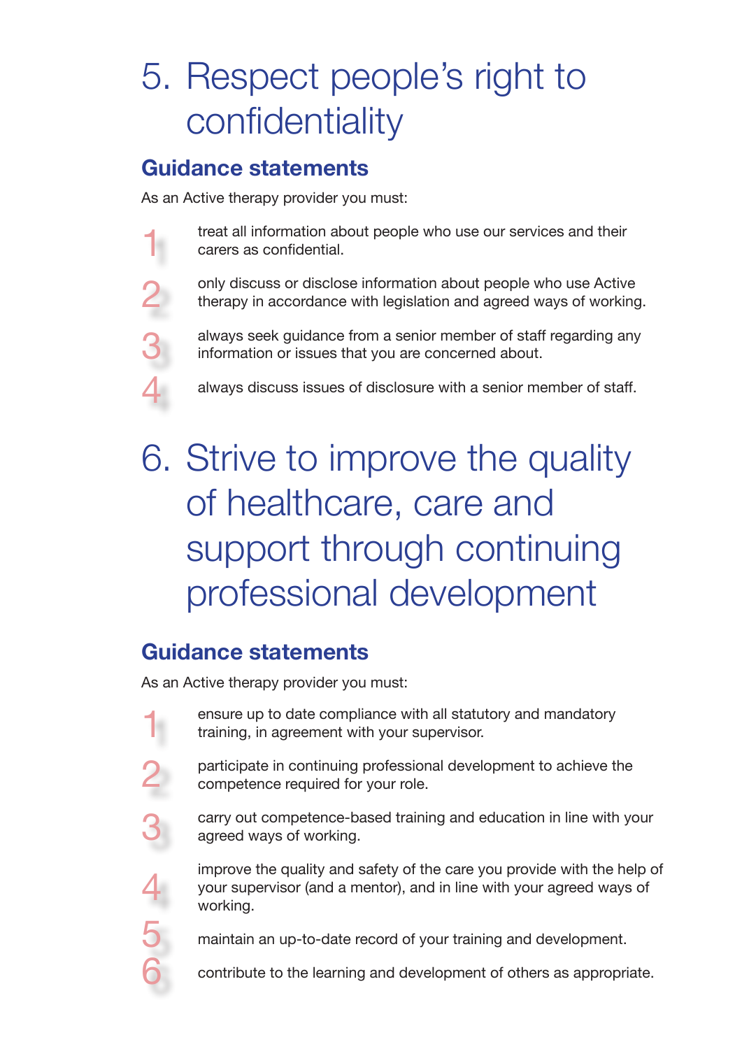# 5. Respect people's right to confidentiality

## Guidance statements

As an Active therapy provider you must:

1. treat all information about people who use our services and their carers as confidential.
2. only discuss or disclose information about people who use Active therapy in accordance with legislation and agreed ways of working.
3. always seek guidance from a senior member of staff regarding any information or issues that you are concerned about.
4. always discuss issues of disclosure with a senior member of staff.

# 6. Strive to improve the quality of healthcare, care and support through continuing professional development

## Guidance statements

As an Active therapy provider you must:

1. ensure up to date compliance with all statutory and mandatory training, in agreement with your supervisor.
2. participate in continuing professional development to achieve the competence required for your role.
3. carry out competence-based training and education in line with your agreed ways of working.
4. improve the quality and safety of the care you provide with the help of your supervisor (and a mentor), and in line with your agreed ways of working.
5. maintain an up-to-date record of your training and development.
6. contribute to the learning and development of others as appropriate.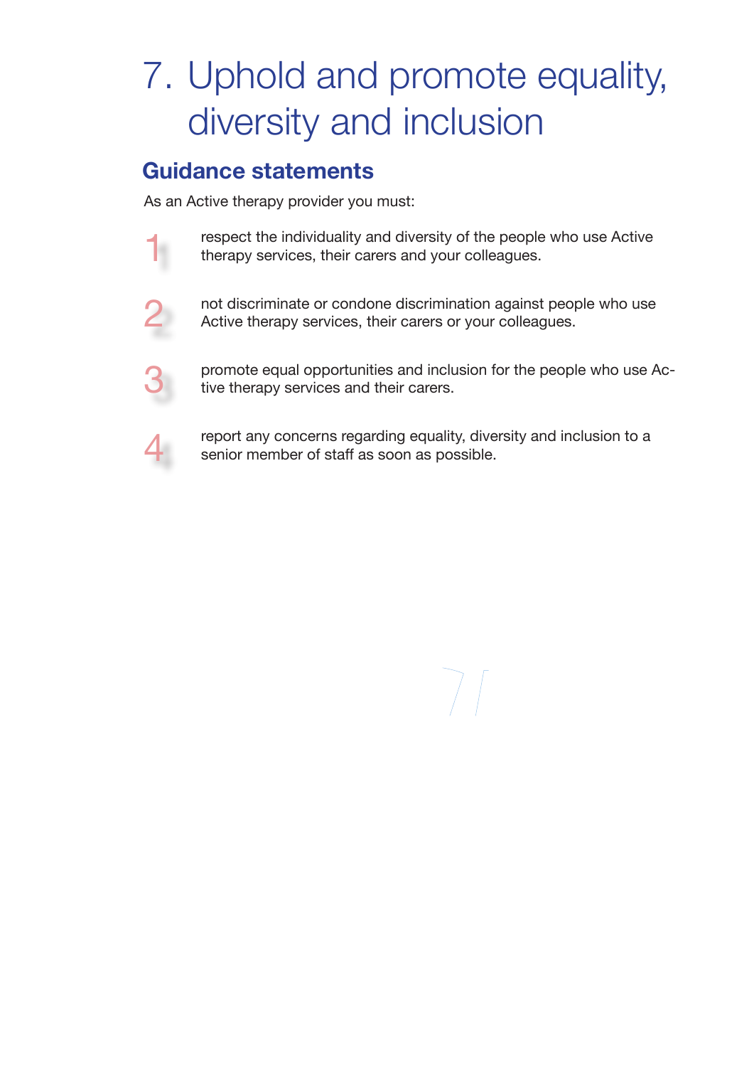# 7. Uphold and promote equality, diversity and inclusion

## Guidance statements

As an Active therapy provider you must:

1. respect the individuality and diversity of the people who use Active therapy services, their carers and your colleagues.

2. not discriminate or condone discrimination against people who use Active therapy services, their carers or your colleagues.

3. promote equal opportunities and inclusion for the people who use Active therapy services and their carers.

4. report any concerns regarding equality, diversity and inclusion to a senior member of staff as soon as possible.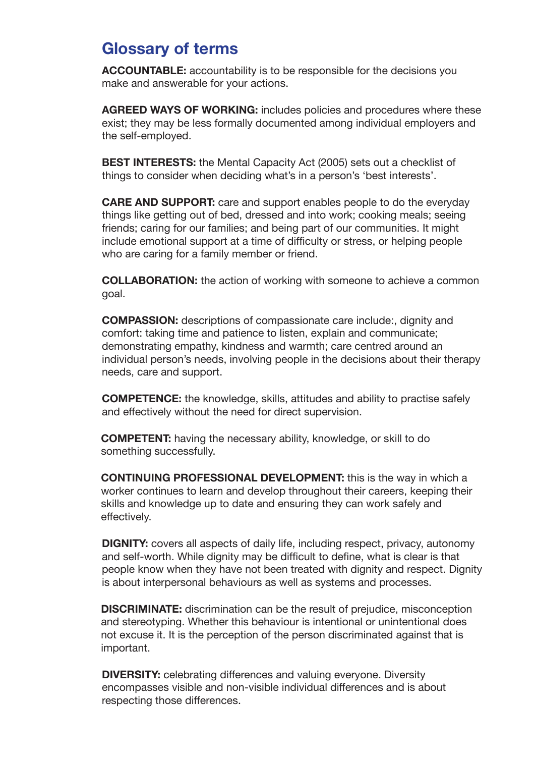## Glossary of terms

**ACCOUNTABLE:** accountability is to be responsible for the decisions you make and answerable for your actions.

**AGREED WAYS OF WORKING:** includes policies and procedures where these exist; they may be less formally documented among individual employers and the self-employed.

**BEST INTERESTS:** the Mental Capacity Act (2005) sets out a checklist of things to consider when deciding what's in a person's 'best interests'.

**CARE AND SUPPORT:** care and support enables people to do the everyday things like getting out of bed, dressed and into work; cooking meals; seeing friends; caring for our families; and being part of our communities. It might include emotional support at a time of difficulty or stress, or helping people who are caring for a family member or friend.

**COLLABORATION:** the action of working with someone to achieve a common goal.

**COMPASSION:** descriptions of compassionate care include:, dignity and comfort: taking time and patience to listen, explain and communicate; demonstrating empathy, kindness and warmth; care centred around an individual person's needs, involving people in the decisions about their therapy needs, care and support.

**COMPETENCE:** the knowledge, skills, attitudes and ability to practise safely and effectively without the need for direct supervision.

**COMPETENT:** having the necessary ability, knowledge, or skill to do something successfully.

**CONTINUING PROFESSIONAL DEVELOPMENT:** this is the way in which a worker continues to learn and develop throughout their careers, keeping their skills and knowledge up to date and ensuring they can work safely and effectively.

**DIGNITY:** covers all aspects of daily life, including respect, privacy, autonomy and self-worth. While dignity may be difficult to define, what is clear is that people know when they have not been treated with dignity and respect. Dignity is about interpersonal behaviours as well as systems and processes.

**DISCRIMINATE:** discrimination can be the result of prejudice, misconception and stereotyping. Whether this behaviour is intentional or unintentional does not excuse it. It is the perception of the person discriminated against that is important.

**DIVERSITY:** celebrating differences and valuing everyone. Diversity encompasses visible and non-visible individual differences and is about respecting those differences.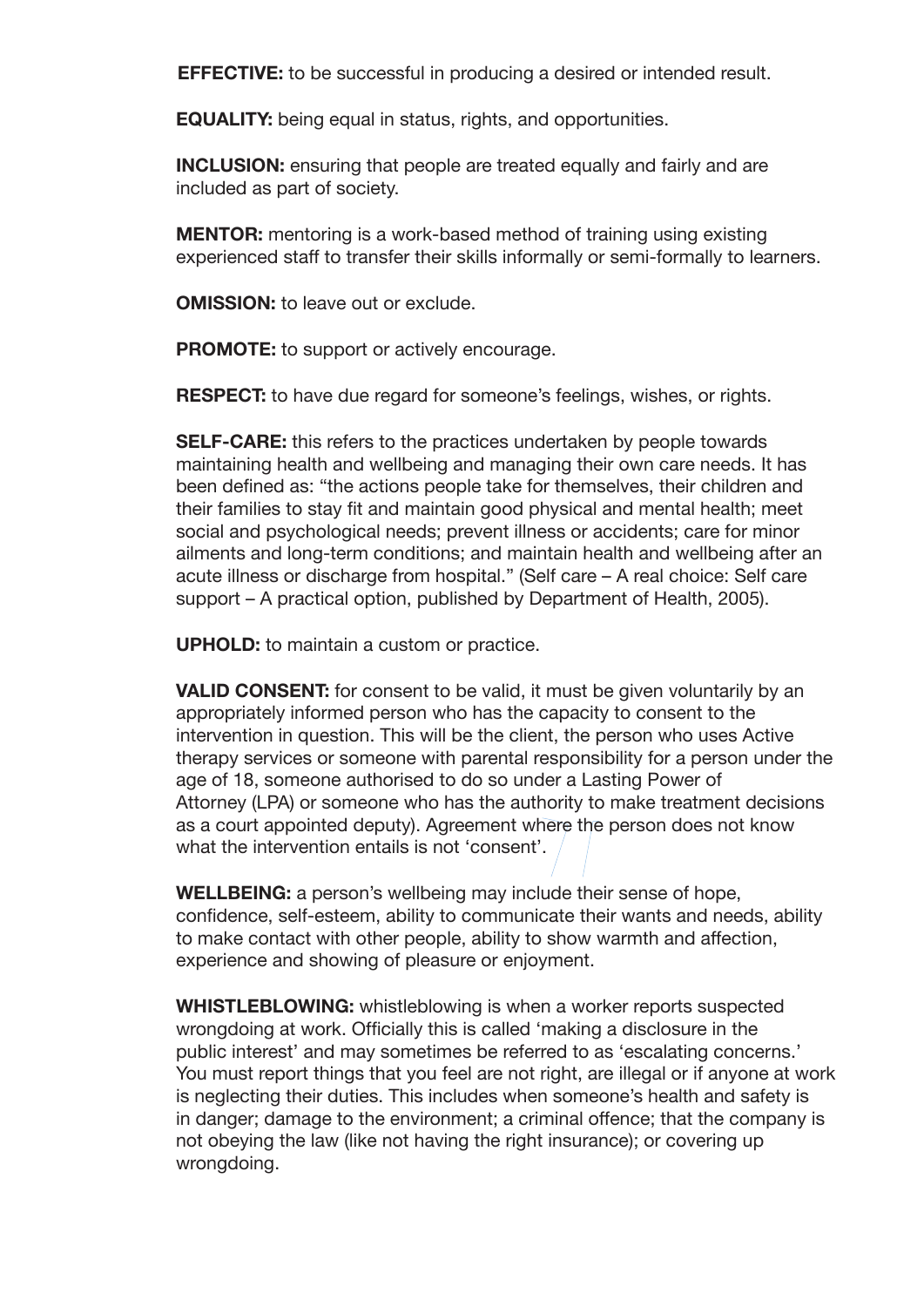**EFFECTIVE:** to be successful in producing a desired or intended result.

**EQUALITY:** being equal in status, rights, and opportunities.

**INCLUSION:** ensuring that people are treated equally and fairly and are included as part of society.

**MENTOR:** mentoring is a work-based method of training using existing experienced staff to transfer their skills informally or semi-formally to learners.

**OMISSION:** to leave out or exclude.

**PROMOTE:** to support or actively encourage.

**RESPECT:** to have due regard for someone's feelings, wishes, or rights.

**SELF-CARE:** this refers to the practices undertaken by people towards maintaining health and wellbeing and managing their own care needs. It has been defined as: "the actions people take for themselves, their children and their families to stay fit and maintain good physical and mental health; meet social and psychological needs; prevent illness or accidents; care for minor ailments and long-term conditions; and maintain health and wellbeing after an acute illness or discharge from hospital." (Self care – A real choice: Self care support – A practical option, published by Department of Health, 2005).

**UPHOLD:** to maintain a custom or practice.

**VALID CONSENT:** for consent to be valid, it must be given voluntarily by an appropriately informed person who has the capacity to consent to the intervention in question. This will be the client, the person who uses Active therapy services or someone with parental responsibility for a person under the age of 18, someone authorised to do so under a Lasting Power of Attorney (LPA) or someone who has the authority to make treatment decisions as a court appointed deputy). Agreement where the person does not know what the intervention entails is not 'consent'.

**WELLBEING:** a person's wellbeing may include their sense of hope, confidence, self-esteem, ability to communicate their wants and needs, ability to make contact with other people, ability to show warmth and affection, experience and showing of pleasure or enjoyment.

**WHISTLEBLOWING:** whistleblowing is when a worker reports suspected wrongdoing at work. Officially this is called 'making a disclosure in the public interest' and may sometimes be referred to as 'escalating concerns.' You must report things that you feel are not right, are illegal or if anyone at work is neglecting their duties. This includes when someone's health and safety is in danger; damage to the environment; a criminal offence; that the company is not obeying the law (like not having the right insurance); or covering up wrongdoing.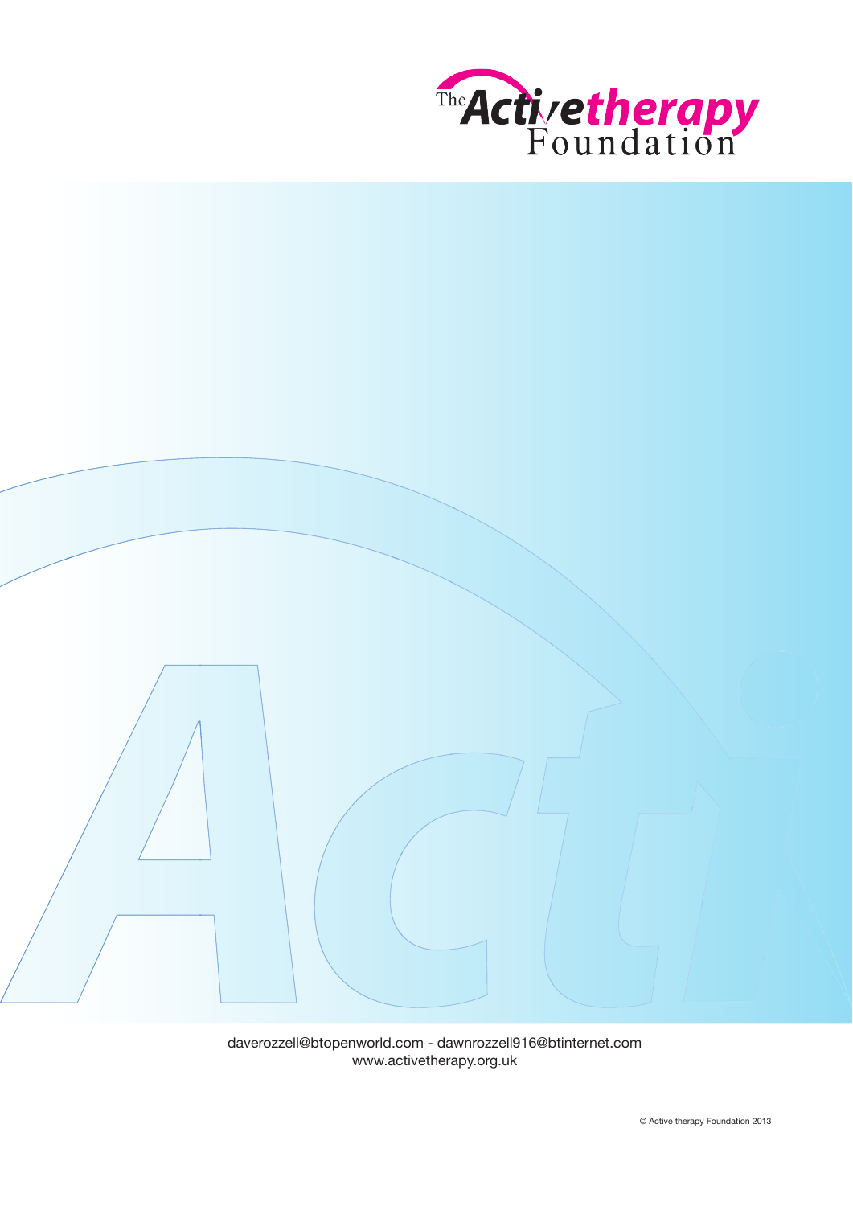The Activetherapy Foundation

daverozzell@btopenworld.com - dawnrozzell916@btinternet.com
www.activetherapy.org.uk

© Active therapy Foundation 2013